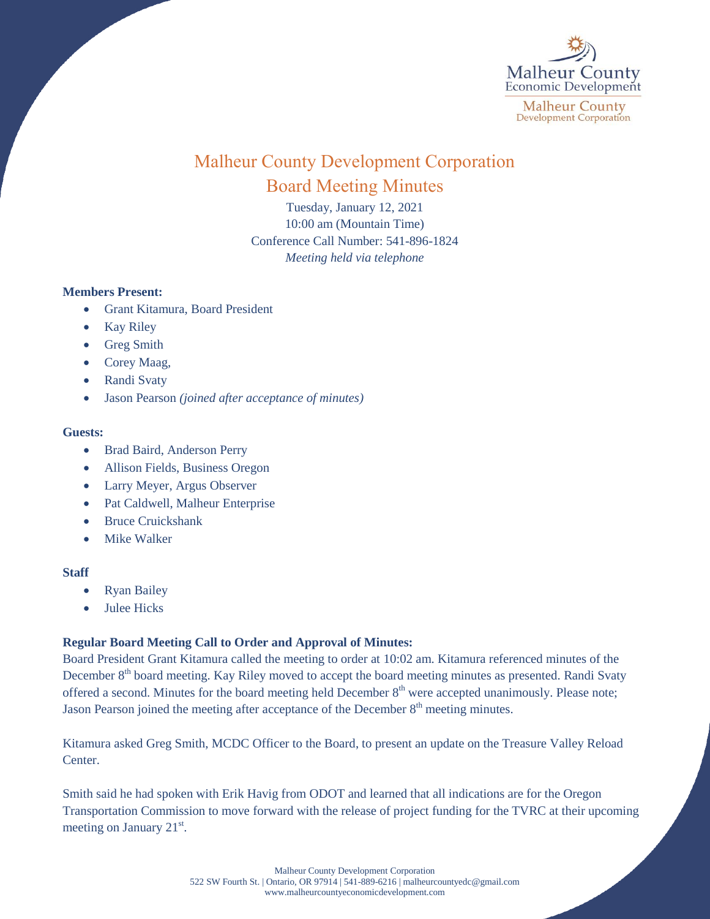Malheur County
Economic Development
Malheur County
Development Corporation

# Malheur County Development Corporation
## Board Meeting Minutes

Tuesday, January 12, 2021
10:00 am (Mountain Time)
Conference Call Number: 541-896-1824
*Meeting held via telephone*

**Members Present:**

- Grant Kitamura, Board President
- Kay Riley
- Greg Smith
- Corey Maag,
- Randi Svaty
- Jason Pearson *(joined after acceptance of minutes)*

**Guests:**

- Brad Baird, Anderson Perry
- Allison Fields, Business Oregon
- Larry Meyer, Argus Observer
- Pat Caldwell, Malheur Enterprise
- Bruce Cruickshank
- Mike Walker

**Staff**

- Ryan Bailey
- Julee Hicks

**Regular Board Meeting Call to Order and Approval of Minutes:**

Board President Grant Kitamura called the meeting to order at 10:02 am. Kitamura referenced minutes of the December 8th board meeting. Kay Riley moved to accept the board meeting minutes as presented. Randi Svaty offered a second. Minutes for the board meeting held December 8th were accepted unanimously. Please note; Jason Pearson joined the meeting after acceptance of the December 8th meeting minutes.

Kitamura asked Greg Smith, MCDC Officer to the Board, to present an update on the Treasure Valley Reload Center.

Smith said he had spoken with Erik Havig from ODOT and learned that all indications are for the Oregon Transportation Commission to move forward with the release of project funding for the TVRC at their upcoming meeting on January 21st.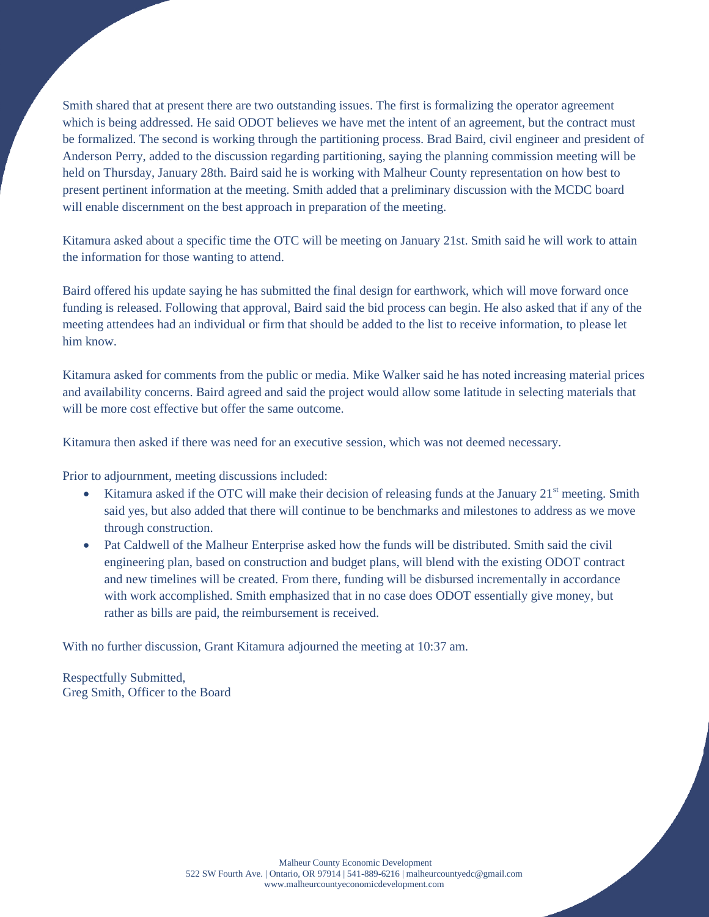Smith shared that at present there are two outstanding issues. The first is formalizing the operator agreement which is being addressed. He said ODOT believes we have met the intent of an agreement, but the contract must be formalized. The second is working through the partitioning process. Brad Baird, civil engineer and president of Anderson Perry, added to the discussion regarding partitioning, saying the planning commission meeting will be held on Thursday, January 28th. Baird said he is working with Malheur County representation on how best to present pertinent information at the meeting. Smith added that a preliminary discussion with the MCDC board will enable discernment on the best approach in preparation of the meeting.

Kitamura asked about a specific time the OTC will be meeting on January 21st. Smith said he will work to attain the information for those wanting to attend.

Baird offered his update saying he has submitted the final design for earthwork, which will move forward once funding is released. Following that approval, Baird said the bid process can begin. He also asked that if any of the meeting attendees had an individual or firm that should be added to the list to receive information, to please let him know.

Kitamura asked for comments from the public or media. Mike Walker said he has noted increasing material prices and availability concerns. Baird agreed and said the project would allow some latitude in selecting materials that will be more cost effective but offer the same outcome.

Kitamura then asked if there was need for an executive session, which was not deemed necessary.

Prior to adjournment, meeting discussions included:

- Kitamura asked if the OTC will make their decision of releasing funds at the January 21st meeting. Smith said yes, but also added that there will continue to be benchmarks and milestones to address as we move through construction.
- Pat Caldwell of the Malheur Enterprise asked how the funds will be distributed. Smith said the civil engineering plan, based on construction and budget plans, will blend with the existing ODOT contract and new timelines will be created. From there, funding will be disbursed incrementally in accordance with work accomplished. Smith emphasized that in no case does ODOT essentially give money, but rather as bills are paid, the reimbursement is received.

With no further discussion, Grant Kitamura adjourned the meeting at 10:37 am.

Respectfully Submitted,
Greg Smith, Officer to the Board